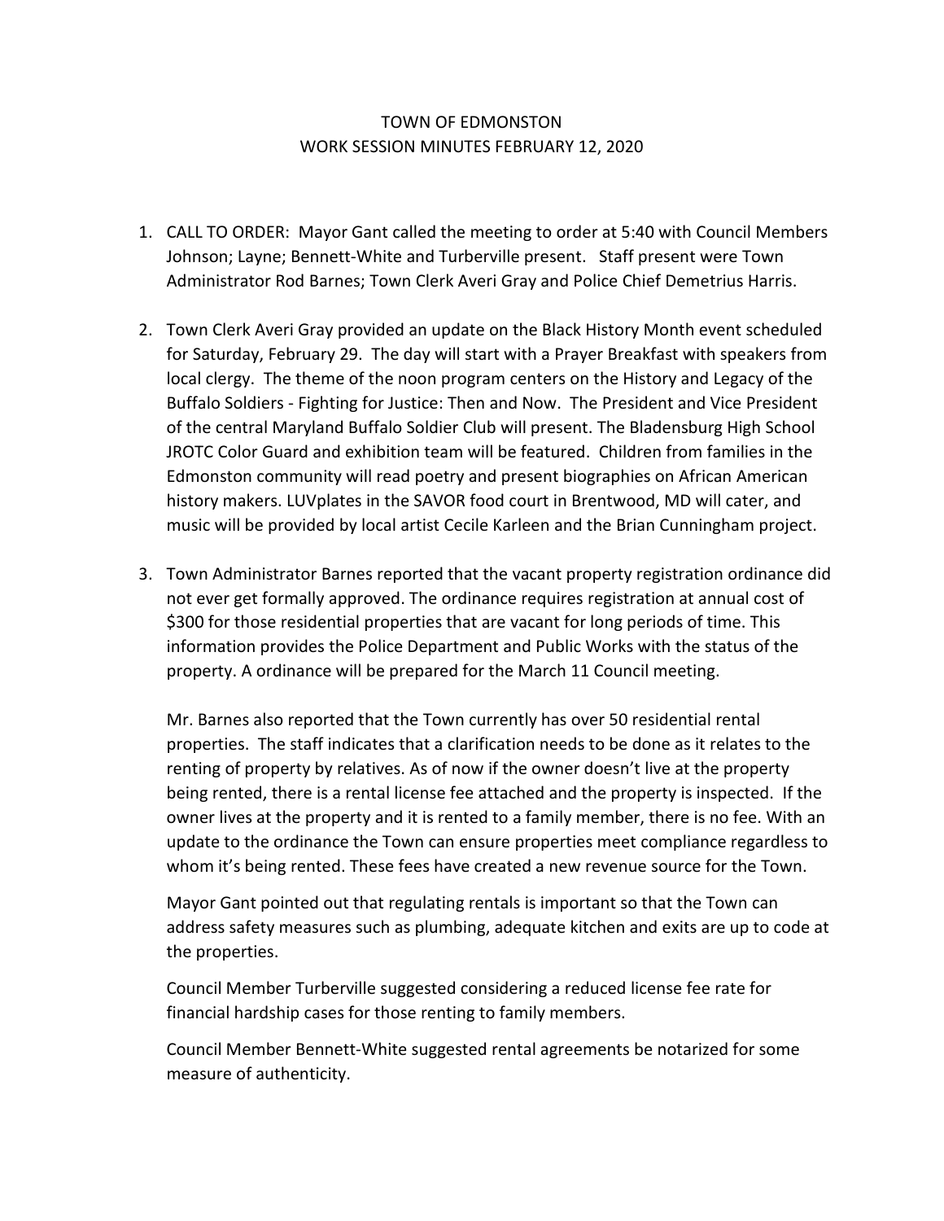# TOWN OF EDMONSTON
## WORK SESSION MINUTES FEBRUARY 12, 2020

1. CALL TO ORDER: Mayor Gant called the meeting to order at 5:40 with Council Members Johnson; Layne; Bennett-White and Turberville present. Staff present were Town Administrator Rod Barnes; Town Clerk Averi Gray and Police Chief Demetrius Harris.

2. Town Clerk Averi Gray provided an update on the Black History Month event scheduled for Saturday, February 29. The day will start with a Prayer Breakfast with speakers from local clergy. The theme of the noon program centers on the History and Legacy of the Buffalo Soldiers - Fighting for Justice: Then and Now. The President and Vice President of the central Maryland Buffalo Soldier Club will present. The Bladensburg High School JROTC Color Guard and exhibition team will be featured. Children from families in the Edmonston community will read poetry and present biographies on African American history makers. LUVplates in the SAVOR food court in Brentwood, MD will cater, and music will be provided by local artist Cecile Karleen and the Brian Cunningham project.

3. Town Administrator Barnes reported that the vacant property registration ordinance did not ever get formally approved. The ordinance requires registration at annual cost of $300 for those residential properties that are vacant for long periods of time. This information provides the Police Department and Public Works with the status of the property. A ordinance will be prepared for the March 11 Council meeting.

   Mr. Barnes also reported that the Town currently has over 50 residential rental properties. The staff indicates that a clarification needs to be done as it relates to the renting of property by relatives. As of now if the owner doesn't live at the property being rented, there is a rental license fee attached and the property is inspected. If the owner lives at the property and it is rented to a family member, there is no fee. With an update to the ordinance the Town can ensure properties meet compliance regardless to whom it's being rented. These fees have created a new revenue source for the Town.

   Mayor Gant pointed out that regulating rentals is important so that the Town can address safety measures such as plumbing, adequate kitchen and exits are up to code at the properties.

   Council Member Turberville suggested considering a reduced license fee rate for financial hardship cases for those renting to family members.

   Council Member Bennett-White suggested rental agreements be notarized for some measure of authenticity.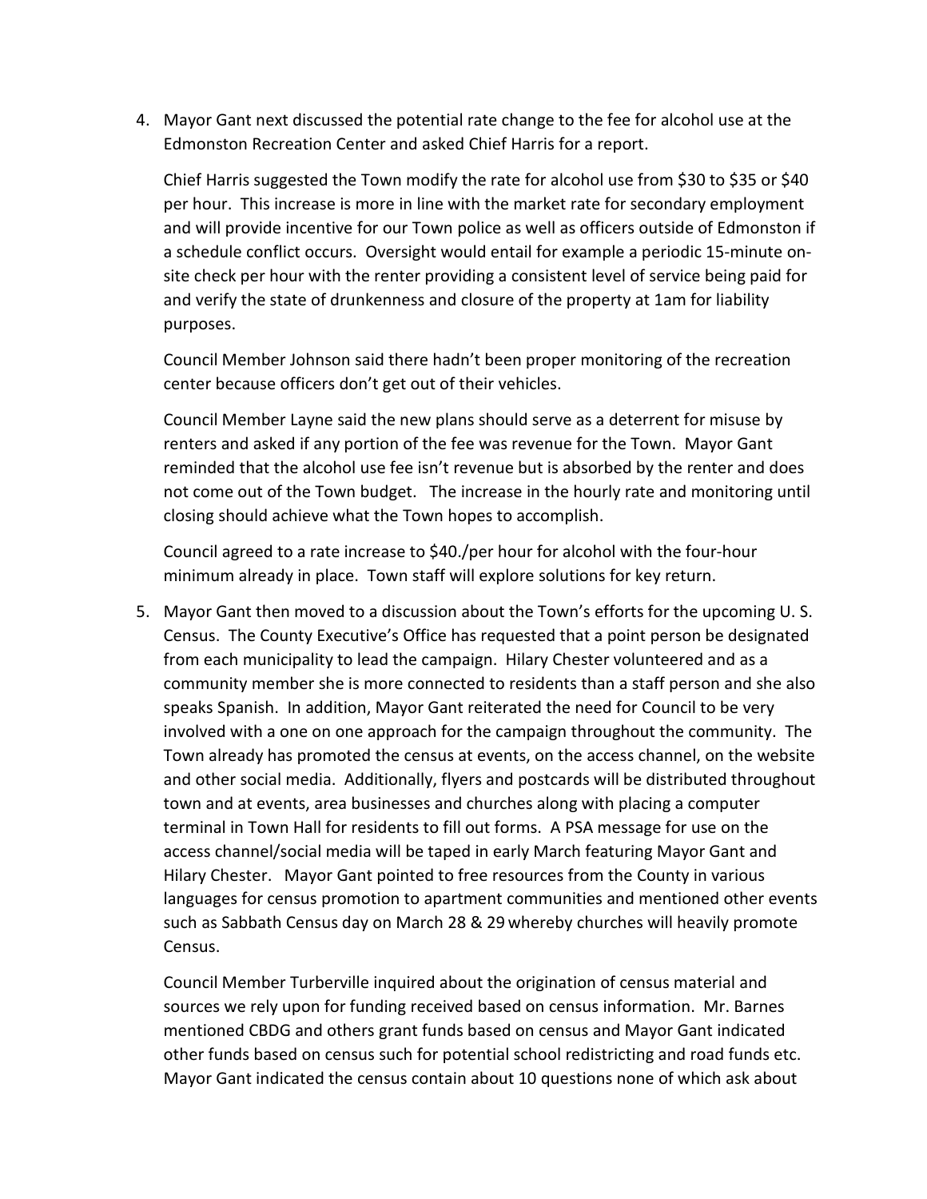4. Mayor Gant next discussed the potential rate change to the fee for alcohol use at the Edmonston Recreation Center and asked Chief Harris for a report.

   Chief Harris suggested the Town modify the rate for alcohol use from $30 to $35 or $40 per hour. This increase is more in line with the market rate for secondary employment and will provide incentive for our Town police as well as officers outside of Edmonston if a schedule conflict occurs. Oversight would entail for example a periodic 15-minute on-site check per hour with the renter providing a consistent level of service being paid for and verify the state of drunkenness and closure of the property at 1am for liability purposes.

   Council Member Johnson said there hadn't been proper monitoring of the recreation center because officers don't get out of their vehicles.

   Council Member Layne said the new plans should serve as a deterrent for misuse by renters and asked if any portion of the fee was revenue for the Town. Mayor Gant reminded that the alcohol use fee isn't revenue but is absorbed by the renter and does not come out of the Town budget. The increase in the hourly rate and monitoring until closing should achieve what the Town hopes to accomplish.

   Council agreed to a rate increase to $40./per hour for alcohol with the four-hour minimum already in place. Town staff will explore solutions for key return.

5. Mayor Gant then moved to a discussion about the Town's efforts for the upcoming U. S. Census. The County Executive's Office has requested that a point person be designated from each municipality to lead the campaign. Hilary Chester volunteered and as a community member she is more connected to residents than a staff person and she also speaks Spanish. In addition, Mayor Gant reiterated the need for Council to be very involved with a one on one approach for the campaign throughout the community. The Town already has promoted the census at events, on the access channel, on the website and other social media. Additionally, flyers and postcards will be distributed throughout town and at events, area businesses and churches along with placing a computer terminal in Town Hall for residents to fill out forms. A PSA message for use on the access channel/social media will be taped in early March featuring Mayor Gant and Hilary Chester. Mayor Gant pointed to free resources from the County in various languages for census promotion to apartment communities and mentioned other events such as Sabbath Census day on March 28 & 29 whereby churches will heavily promote Census.

   Council Member Turberville inquired about the origination of census material and sources we rely upon for funding received based on census information. Mr. Barnes mentioned CBDG and others grant funds based on census and Mayor Gant indicated other funds based on census such for potential school redistricting and road funds etc. Mayor Gant indicated the census contain about 10 questions none of which ask about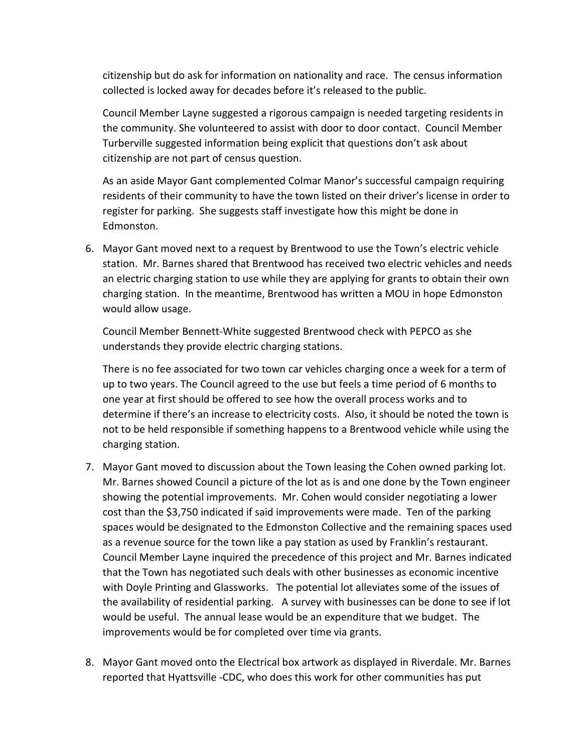citizenship but do ask for information on nationality and race. The census information collected is locked away for decades before it's released to the public.

Council Member Layne suggested a rigorous campaign is needed targeting residents in the community. She volunteered to assist with door to door contact. Council Member Turberville suggested information being explicit that questions don't ask about citizenship are not part of census question.

As an aside Mayor Gant complemented Colmar Manor's successful campaign requiring residents of their community to have the town listed on their driver's license in order to register for parking. She suggests staff investigate how this might be done in Edmonston.

6. Mayor Gant moved next to a request by Brentwood to use the Town's electric vehicle station. Mr. Barnes shared that Brentwood has received two electric vehicles and needs an electric charging station to use while they are applying for grants to obtain their own charging station. In the meantime, Brentwood has written a MOU in hope Edmonston would allow usage.

   Council Member Bennett-White suggested Brentwood check with PEPCO as she understands they provide electric charging stations.

   There is no fee associated for two town car vehicles charging once a week for a term of up to two years. The Council agreed to the use but feels a time period of 6 months to one year at first should be offered to see how the overall process works and to determine if there's an increase to electricity costs. Also, it should be noted the town is not to be held responsible if something happens to a Brentwood vehicle while using the charging station.

7. Mayor Gant moved to discussion about the Town leasing the Cohen owned parking lot. Mr. Barnes showed Council a picture of the lot as is and one done by the Town engineer showing the potential improvements. Mr. Cohen would consider negotiating a lower cost than the $3,750 indicated if said improvements were made. Ten of the parking spaces would be designated to the Edmonston Collective and the remaining spaces used as a revenue source for the town like a pay station as used by Franklin's restaurant. Council Member Layne inquired the precedence of this project and Mr. Barnes indicated that the Town has negotiated such deals with other businesses as economic incentive with Doyle Printing and Glassworks. The potential lot alleviates some of the issues of the availability of residential parking. A survey with businesses can be done to see if lot would be useful. The annual lease would be an expenditure that we budget. The improvements would be for completed over time via grants.

8. Mayor Gant moved onto the Electrical box artwork as displayed in Riverdale. Mr. Barnes reported that Hyattsville -CDC, who does this work for other communities has put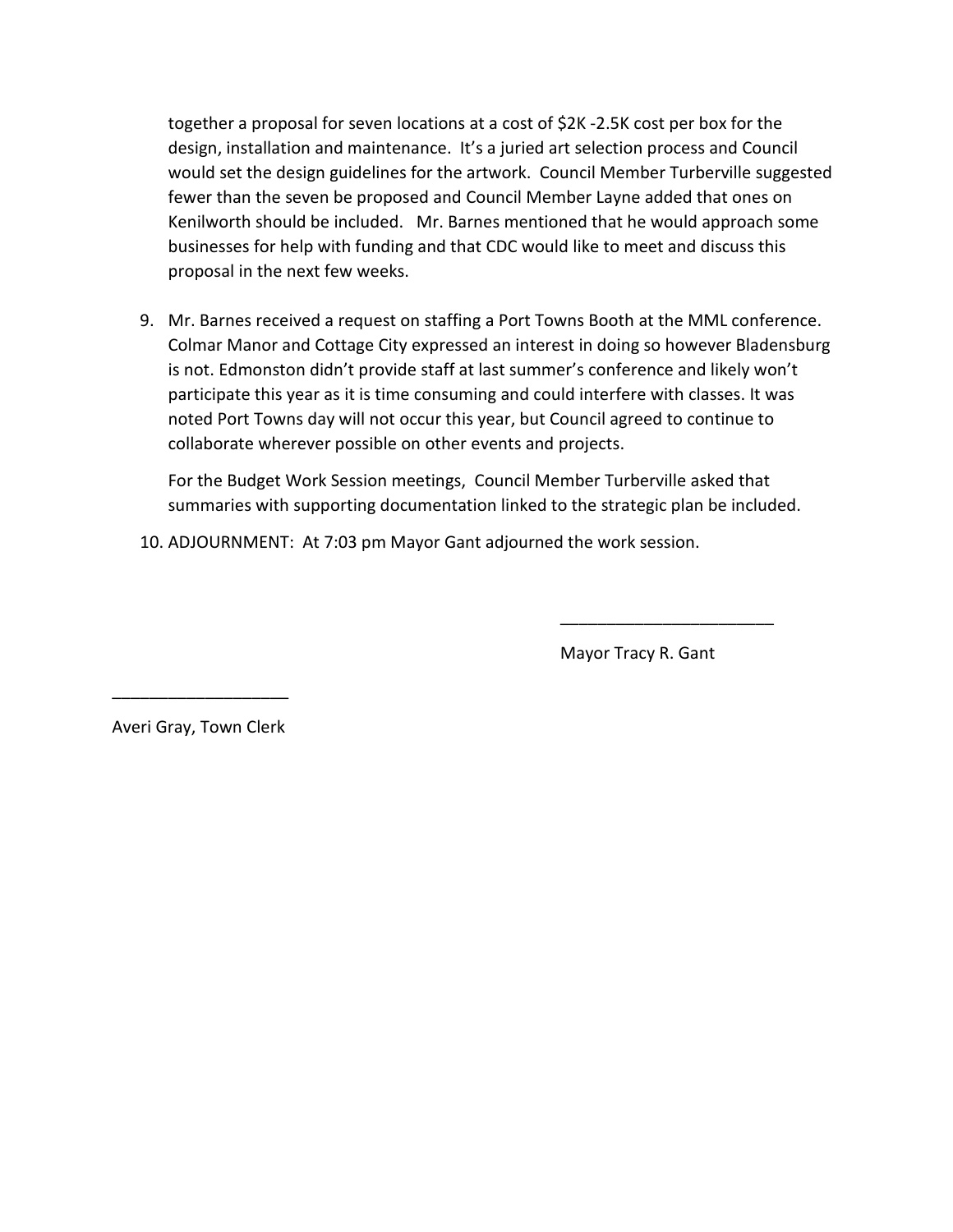together a proposal for seven locations at a cost of $2K -2.5K cost per box for the design, installation and maintenance. It's a juried art selection process and Council would set the design guidelines for the artwork. Council Member Turberville suggested fewer than the seven be proposed and Council Member Layne added that ones on Kenilworth should be included. Mr. Barnes mentioned that he would approach some businesses for help with funding and that CDC would like to meet and discuss this proposal in the next few weeks.

9. Mr. Barnes received a request on staffing a Port Towns Booth at the MML conference. Colmar Manor and Cottage City expressed an interest in doing so however Bladensburg is not. Edmonston didn't provide staff at last summer's conference and likely won't participate this year as it is time consuming and could interfere with classes. It was noted Port Towns day will not occur this year, but Council agreed to continue to collaborate wherever possible on other events and projects.

   For the Budget Work Session meetings, Council Member Turberville asked that summaries with supporting documentation linked to the strategic plan be included.

10. ADJOURNMENT: At 7:03 pm Mayor Gant adjourned the work session.

_______________________

Mayor Tracy R. Gant

___________________

Averi Gray, Town Clerk